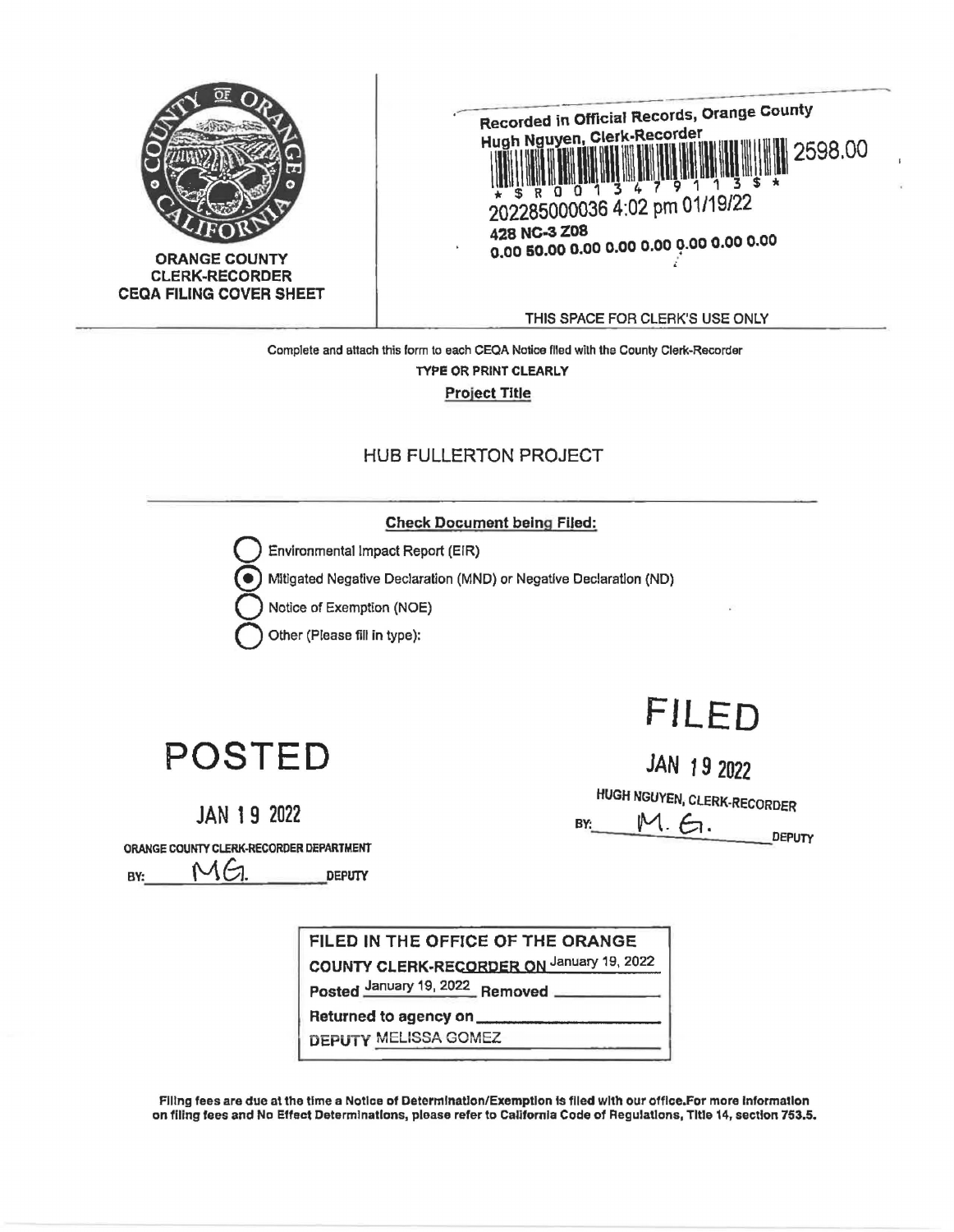**ORANGE COUNTY CLERK-RECORDER CEQA FILING COVER SHEET**

Recorded in Official Records, Orange County
Hugh Nguyen, Clerk-Recorder
2598.00
\* $ R 0 0 1 3 4 7 9 1 1 3 $ \*
202285000036 4:02 pm 01/19/22
428 NC-3 Z08
0.00 50.00 0.00 0.00 0.00 0.00 0.00 0.00

THIS SPACE FOR CLERK'S USE ONLY

Complete and attach this form to each CEQA Notice filed with the County Clerk-Recorder

**TYPE OR PRINT CLEARLY**

**Project Title**

HUB FULLERTON PROJECT

**Check Document being Filed:**

- ○ Environmental Impact Report (EIR)
- ◉ Mitigated Negative Declaration (MND) or Negative Declaration (ND)
- ○ Notice of Exemption (NOE)
- ○ Other (Please fill in type):

**POSTED**

JAN 19 2022

ORANGE COUNTY CLERK-RECORDER DEPARTMENT

BY: MG. DEPUTY

**FILED**

JAN 19 2022

HUGH NGUYEN, CLERK-RECORDER

BY: M. G. DEPUTY

FILED IN THE OFFICE OF THE ORANGE COUNTY CLERK-RECORDER ON January 19, 2022

Posted January 19, 2022 Removed ______

Returned to agency on ______

DEPUTY MELISSA GOMEZ

**Filing fees are due at the time a Notice of Determination/Exemption is filed with our office.For more information on filing fees and No Effect Determinations, please refer to California Code of Regulations, Title 14, section 753.5.**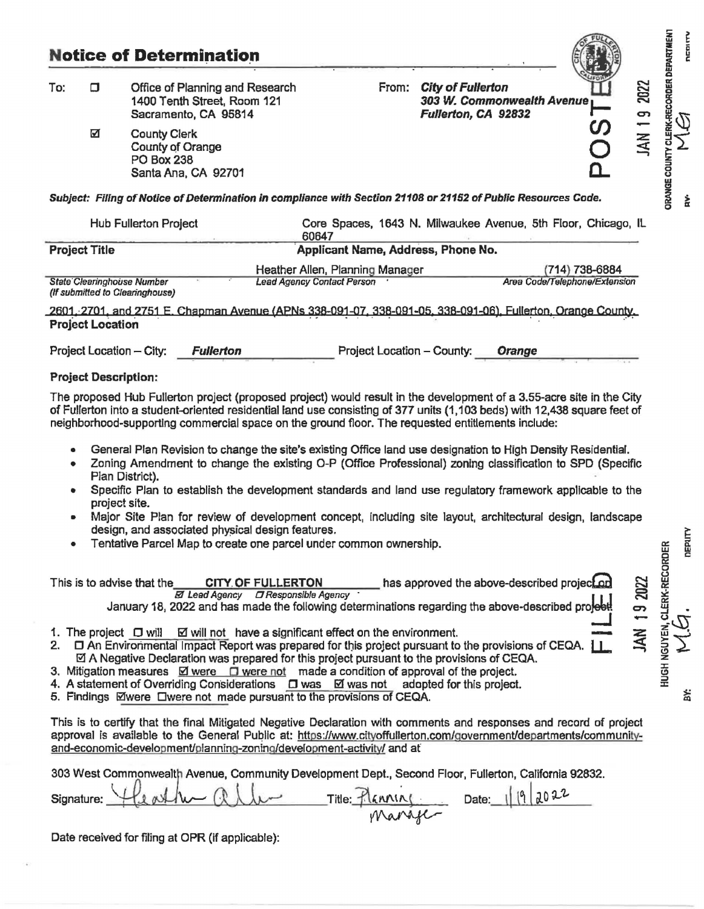# Notice of Determination

To: ☐ Office of Planning and Research
1400 Tenth Street, Room 121
Sacramento, CA 95814

☑ County Clerk
County of Orange
PO Box 238
Santa Ana, CA 92701

From: ***City of Fullerton***
***303 W. Commonwealth Avenue***
***Fullerton, CA 92832***

POSTED JAN 19 2022
ORANGE COUNTY CLERK-RECORDER DEPARTMENT
BY: M.G. DEPUTY

***Subject: Filing of Notice of Determination in compliance with Section 21108 or 21152 of Public Resources Code.***

| | |
|---|---|
| Hub Fullerton Project | Core Spaces, 1643 N. Milwaukee Avenue, 5th Floor, Chicago, IL 60647 |
| **Project Title** | **Applicant Name, Address, Phone No.** |

| | | |
|---|---|---|
| | Heather Allen, Planning Manager | (714) 738-6884 |
| *State Clearinghouse Number (If submitted to Clearinghouse)* | *Lead Agency Contact Person* | *Area Code/Telephone/Extension* |

2601, 2701, and 2751 E. Chapman Avenue (APNs 338-091-07, 338-091-05, 338-091-06), Fullerton, Orange County.
**Project Location**

Project Location – City: ***Fullerton*** Project Location – County: ***Orange***

**Project Description:**

The proposed Hub Fullerton project (proposed project) would result in the development of a 3.55-acre site in the City of Fullerton into a student-oriented residential land use consisting of 377 units (1,103 beds) with 12,438 square feet of neighborhood-supporting commercial space on the ground floor. The requested entitlements include:

- General Plan Revision to change the site's existing Office land use designation to High Density Residential.
- Zoning Amendment to change the existing O-P (Office Professional) zoning classification to SPD (Specific Plan District).
- Specific Plan to establish the development standards and land use regulatory framework applicable to the project site.
- Major Site Plan for review of development concept, including site layout, architectural design, landscape design, and associated physical design features.
- Tentative Parcel Map to create one parcel under common ownership.

This is to advise that the **CITY OF FULLERTON** (☑ Lead Agency ☐ Responsible Agency) has approved the above-described project on January 18, 2022 and has made the following determinations regarding the above-described project:

1. The project ☐ will ☑ will not have a significant effect on the environment.
2. ☐ An Environmental Impact Report was prepared for this project pursuant to the provisions of CEQA.
   ☑ A Negative Declaration was prepared for this project pursuant to the provisions of CEQA.
3. Mitigation measures ☑ were ☐ were not made a condition of approval of the project.
4. A statement of Overriding Considerations ☐ was ☑ was not adopted for this project.
5. Findings ☑were ☐were not made pursuant to the provisions of CEQA.

FILED JAN 19 2022
HUGH NGUYEN, CLERK-RECORDER
BY: M.G. DEPUTY

This is to certify that the final Mitigated Negative Declaration with comments and responses and record of project approval is available to the General Public at: https://www.cityoffullerton.com/government/departments/community-and-economic-development/planning-zoning/development-activity/ and at

303 West Commonwealth Avenue, Community Development Dept., Second Floor, Fullerton, California 92832.

Signature: Heather Allen Title: Planning Manager Date: 1/19/2022

Date received for filing at OPR (if applicable):